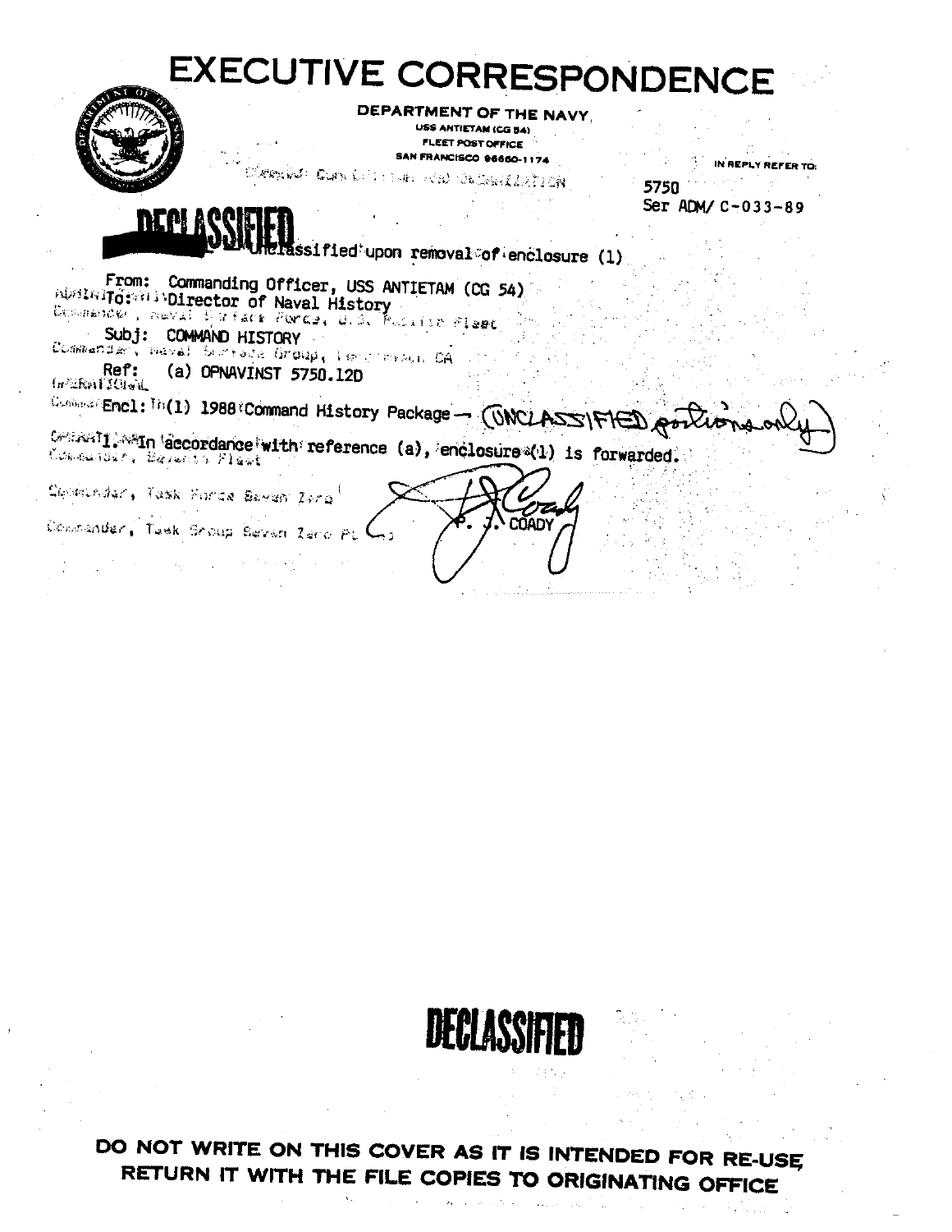# EXECUTIVE CORRESPONDENCE

**DEPARTMENT OF THE NAVY**
USS ANTIETAM (CG 54)
FLEET POST OFFICE
SAN FRANCISCO 96660-1174

IN REPLY REFER TO:

5750
Ser ADM/ C-033-89

**DECLASSIFIED**

Unclassified upon removal of enclosure (1)

From: Commanding Officer, USS ANTIETAM (CG 54)
To: Director of Naval History

Subj: COMMAND HISTORY

Ref: (a) OPNAVINST 5750.12D

Encl: (1) 1988 Command History Package — (UNCLASSIFIED portions only)

1. In accordance with reference (a), enclosure (1) is forwarded.

P. J. COADY

**DECLASSIFIED**

**DO NOT WRITE ON THIS COVER AS IT IS INTENDED FOR RE-USE, RETURN IT WITH THE FILE COPIES TO ORIGINATING OFFICE**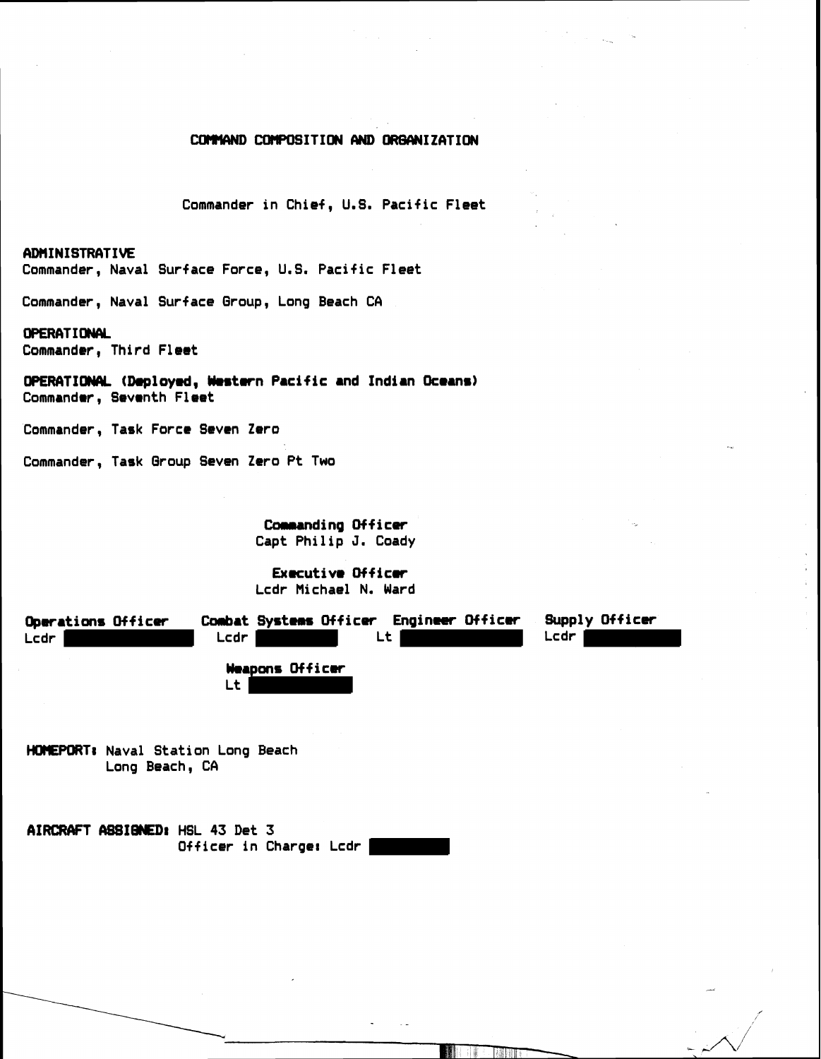# COMMAND COMPOSITION AND ORGANIZATION

Commander in Chief, U.S. Pacific Fleet

**ADMINISTRATIVE**
Commander, Naval Surface Force, U.S. Pacific Fleet

Commander, Naval Surface Group, Long Beach CA

**OPERATIONAL**
Commander, Third Fleet

**OPERATIONAL (Deployed, Western Pacific and Indian Oceans)**
Commander, Seventh Fleet

Commander, Task Force Seven Zero

Commander, Task Group Seven Zero Pt Two

**Commanding Officer**
Capt Philip J. Coady

**Executive Officer**
Lcdr Michael N. Ward

| Operations Officer | Combat Systems Officer | Engineer Officer | Supply Officer |
|---|---|---|---|
| Lcdr | Lcdr | Lt | Lcdr |

**Weapons Officer**
Lt

**HOMEPORT:** Naval Station Long Beach
Long Beach, CA

**AIRCRAFT ASSIGNED:** HSL 43 Det 3
Officer in Charge: Lcdr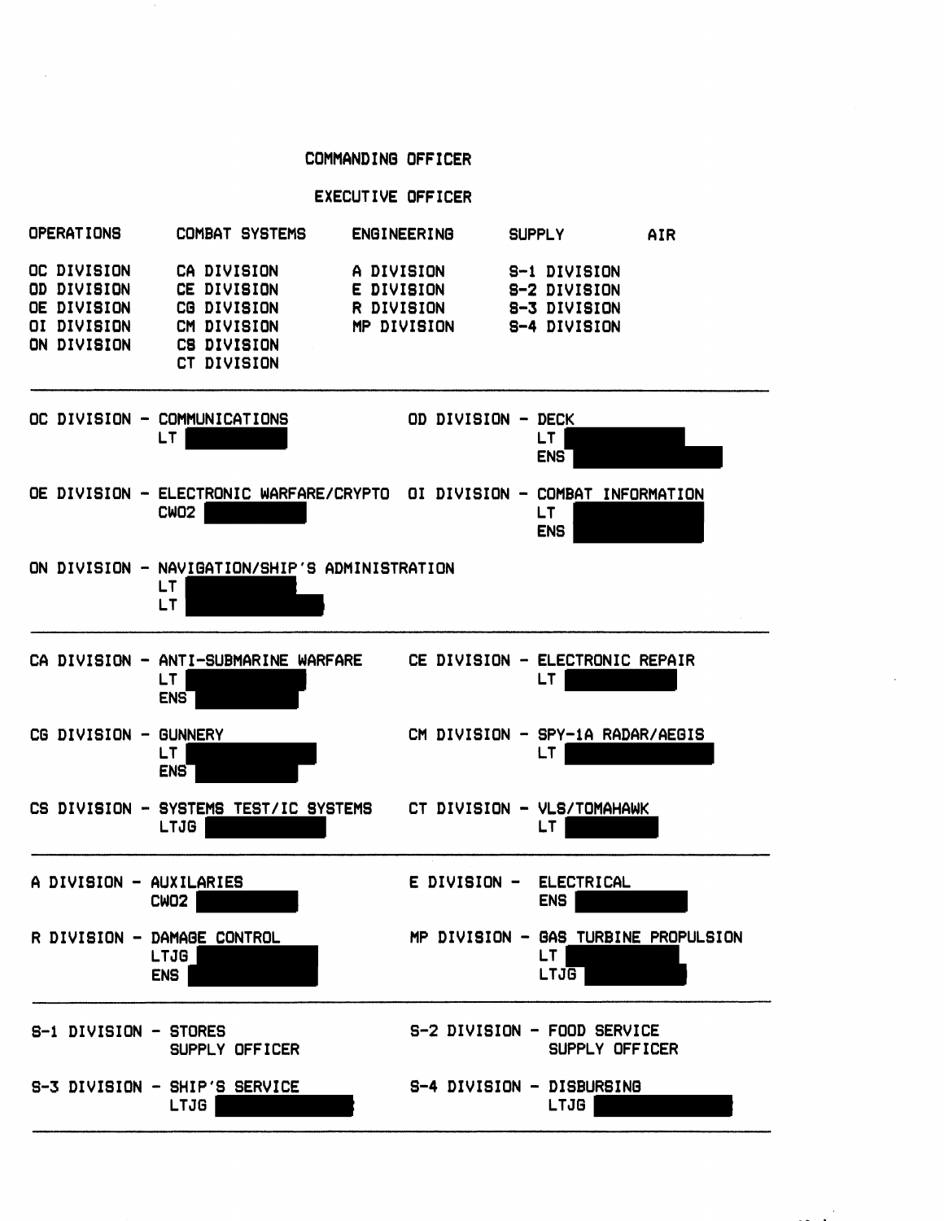COMMANDING OFFICER

EXECUTIVE OFFICER

| OPERATIONS | COMBAT SYSTEMS | ENGINEERING | SUPPLY | AIR |
|---|---|---|---|---|
| OC DIVISION | CA DIVISION | A DIVISION | S-1 DIVISION | |
| OD DIVISION | CE DIVISION | E DIVISION | S-2 DIVISION | |
| OE DIVISION | CG DIVISION | R DIVISION | S-3 DIVISION | |
| OI DIVISION | CM DIVISION | MP DIVISION | S-4 DIVISION | |
| ON DIVISION | CS DIVISION | | | |
| | CT DIVISION | | | |

---

OC DIVISION - COMMUNICATIONS
LT [REDACTED]

OD DIVISION - DECK
LT [REDACTED]
ENS [REDACTED]

OE DIVISION - ELECTRONIC WARFARE/CRYPTO
CWO2 [REDACTED]

OI DIVISION - COMBAT INFORMATION
LT [REDACTED]
ENS [REDACTED]

ON DIVISION - NAVIGATION/SHIP'S ADMINISTRATION
LT [REDACTED]
LT [REDACTED]

---

CA DIVISION - ANTI-SUBMARINE WARFARE
LT [REDACTED]
ENS [REDACTED]

CE DIVISION - ELECTRONIC REPAIR
LT [REDACTED]

CG DIVISION - GUNNERY
LT [REDACTED]
ENS [REDACTED]

CM DIVISION - SPY-1A RADAR/AEGIS
LT [REDACTED]

CS DIVISION - SYSTEMS TEST/IC SYSTEMS
LTJG [REDACTED]

CT DIVISION - VLS/TOMAHAWK
LT [REDACTED]

---

A DIVISION - AUXILARIES
CWO2 [REDACTED]

E DIVISION - ELECTRICAL
ENS [REDACTED]

R DIVISION - DAMAGE CONTROL
LTJG [REDACTED]
ENS [REDACTED]

MP DIVISION - GAS TURBINE PROPULSION
LT [REDACTED]
LTJG [REDACTED]

---

S-1 DIVISION - STORES
SUPPLY OFFICER

S-2 DIVISION - FOOD SERVICE
SUPPLY OFFICER

S-3 DIVISION - SHIP'S SERVICE
LTJG [REDACTED]

S-4 DIVISION - DISBURSING
LTJG [REDACTED]

---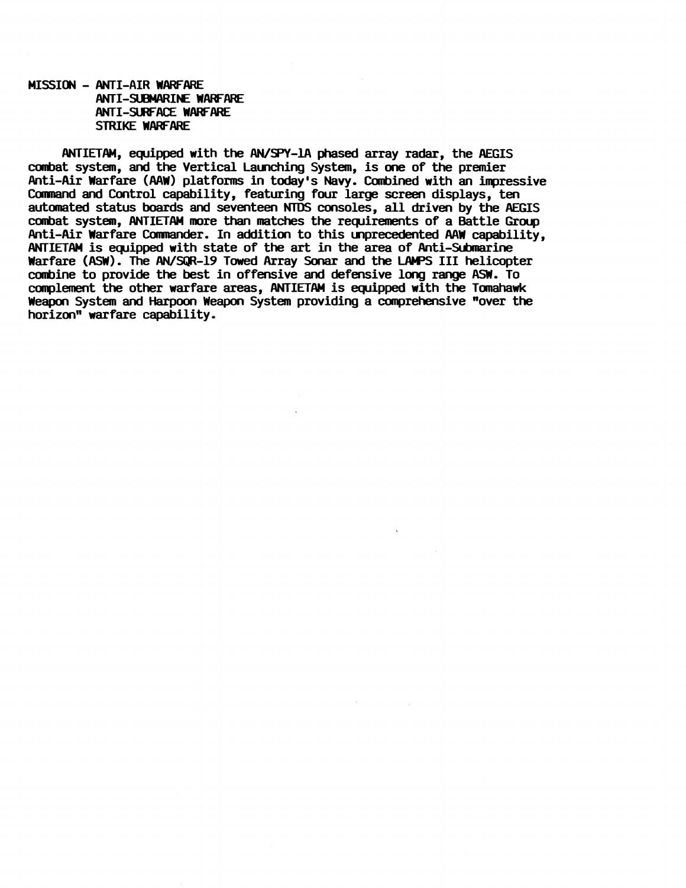MISSION - ANTI-AIR WARFARE
ANTI-SUBMARINE WARFARE
ANTI-SURFACE WARFARE
STRIKE WARFARE

ANTIETAM, equipped with the AN/SPY-1A phased array radar, the AEGIS combat system, and the Vertical Launching System, is one of the premier Anti-Air Warfare (AAW) platforms in today's Navy. Combined with an impressive Command and Control capability, featuring four large screen displays, ten automated status boards and seventeen NTDS consoles, all driven by the AEGIS combat system, ANTIETAM more than matches the requirements of a Battle Group Anti-Air Warfare Commander. In addition to this unprecedented AAW capability, ANTIETAM is equipped with state of the art in the area of Anti-Submarine Warfare (ASW). The AN/SQR-19 Towed Array Sonar and the LAMPS III helicopter combine to provide the best in offensive and defensive long range ASW. To complement the other warfare areas, ANTIETAM is equipped with the Tomahawk Weapon System and Harpoon Weapon System providing a comprehensive "over the horizon" warfare capability.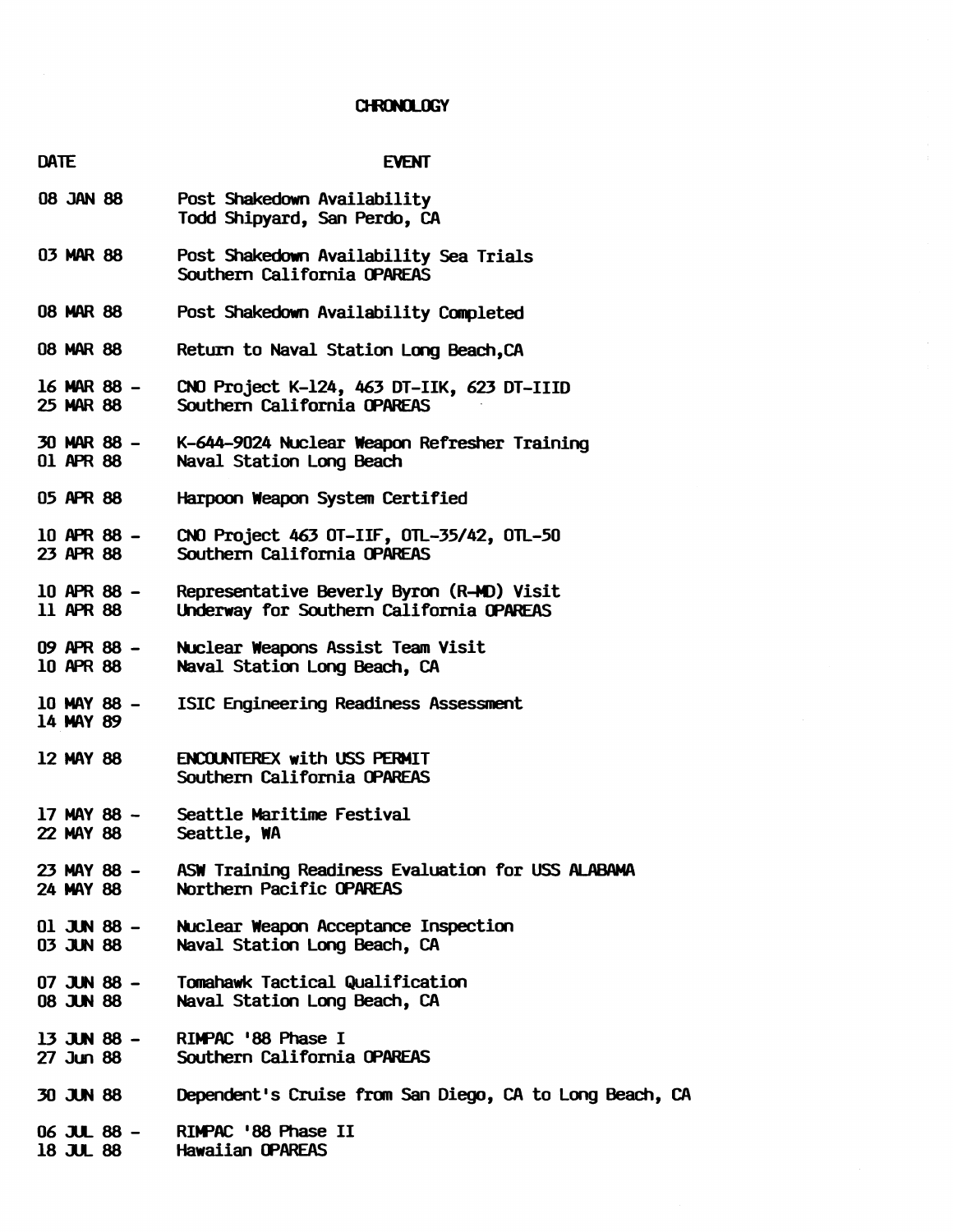# CHRONOLOGY

| DATE | EVENT |
|---|---|
| 08 JAN 88 | Post Shakedown Availability<br>Todd Shipyard, San Perdo, CA |
| 03 MAR 88 | Post Shakedown Availability Sea Trials<br>Southern California OPAREAS |
| 08 MAR 88 | Post Shakedown Availability Completed |
| 08 MAR 88 | Return to Naval Station Long Beach,CA |
| 16 MAR 88 -<br>25 MAR 88 | CNO Project K-124, 463 DT-IIK, 623 DT-IIID<br>Southern California OPAREAS |
| 30 MAR 88 -<br>01 APR 88 | K-644-9024 Nuclear Weapon Refresher Training<br>Naval Station Long Beach |
| 05 APR 88 | Harpoon Weapon System Certified |
| 10 APR 88 -<br>23 APR 88 | CNO Project 463 OT-IIF, OTL-35/42, OTL-50<br>Southern California OPAREAS |
| 10 APR 88 -<br>11 APR 88 | Representative Beverly Byron (R-MD) Visit<br>Underway for Southern California OPAREAS |
| 09 APR 88 -<br>10 APR 88 | Nuclear Weapons Assist Team Visit<br>Naval Station Long Beach, CA |
| 10 MAY 88 -<br>14 MAY 89 | ISIC Engineering Readiness Assessment |
| 12 MAY 88 | ENCOUNTEREX with USS PERMIT<br>Southern California OPAREAS |
| 17 MAY 88 -<br>22 MAY 88 | Seattle Maritime Festival<br>Seattle, WA |
| 23 MAY 88 -<br>24 MAY 88 | ASW Training Readiness Evaluation for USS ALABAMA<br>Northern Pacific OPAREAS |
| 01 JUN 88 -<br>03 JUN 88 | Nuclear Weapon Acceptance Inspection<br>Naval Station Long Beach, CA |
| 07 JUN 88 -<br>08 JUN 88 | Tomahawk Tactical Qualification<br>Naval Station Long Beach, CA |
| 13 JUN 88 -<br>27 Jun 88 | RIMPAC '88 Phase I<br>Southern California OPAREAS |
| 30 JUN 88 | Dependent's Cruise from San Diego, CA to Long Beach, CA |
| 06 JUL 88 -<br>18 JUL 88 | RIMPAC '88 Phase II<br>Hawaiian OPAREAS |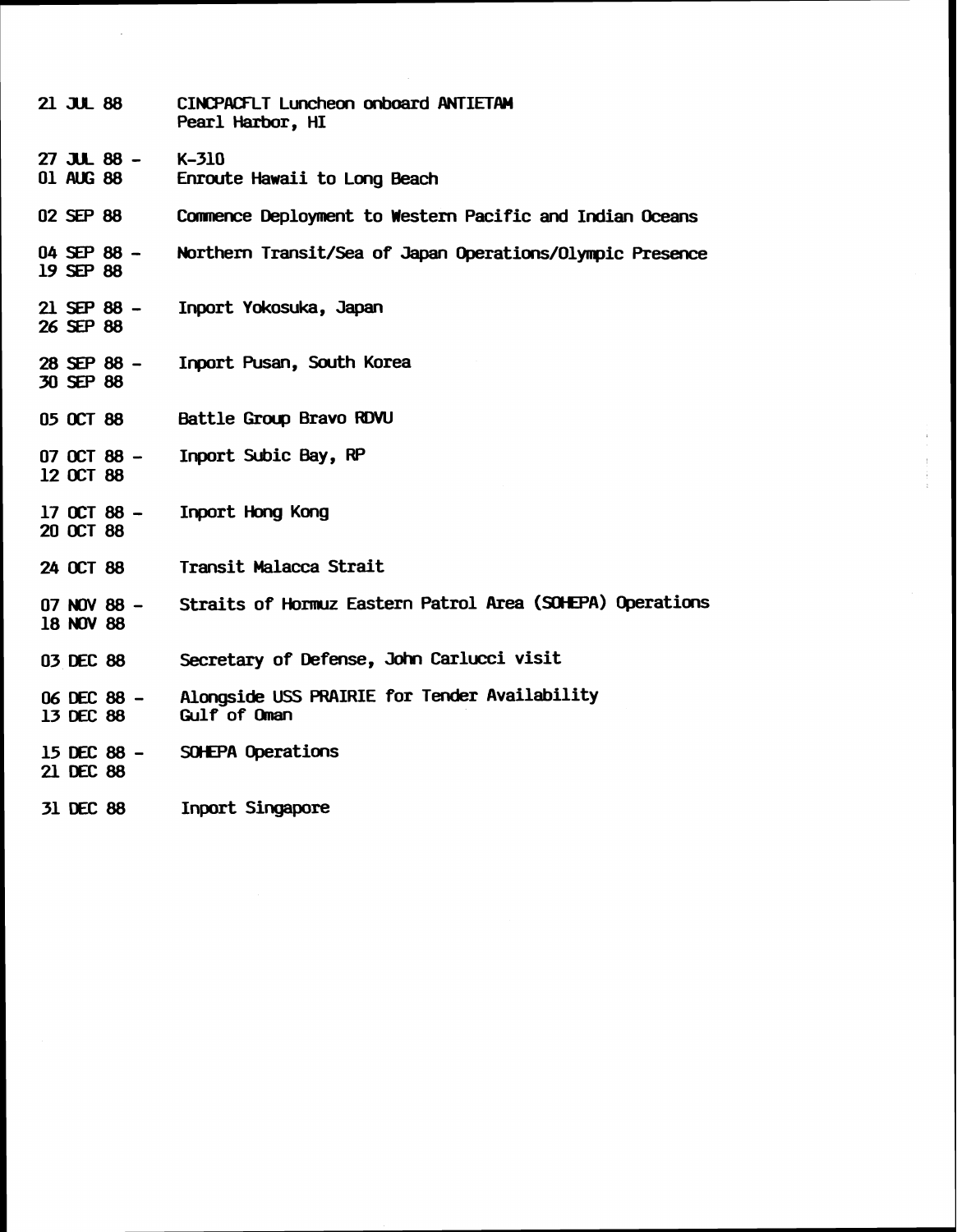| | |
|---|---|
| 21 JUL 88 | CINCPACFLT Luncheon onboard ANTIETAM<br>Pearl Harbor, HI |
| 27 JUL 88 -<br>01 AUG 88 | K-310<br>Enroute Hawaii to Long Beach |
| 02 SEP 88 | Commence Deployment to Western Pacific and Indian Oceans |
| 04 SEP 88 -<br>19 SEP 88 | Northern Transit/Sea of Japan Operations/Olympic Presence |
| 21 SEP 88 -<br>26 SEP 88 | Inport Yokosuka, Japan |
| 28 SEP 88 -<br>30 SEP 88 | Inport Pusan, South Korea |
| 05 OCT 88 | Battle Group Bravo RDVU |
| 07 OCT 88 -<br>12 OCT 88 | Inport Subic Bay, RP |
| 17 OCT 88 -<br>20 OCT 88 | Inport Hong Kong |
| 24 OCT 88 | Transit Malacca Strait |
| 07 NOV 88 -<br>18 NOV 88 | Straits of Hormuz Eastern Patrol Area (SOHEPA) Operations |
| 03 DEC 88 | Secretary of Defense, John Carlucci visit |
| 06 DEC 88 -<br>13 DEC 88 | Alongside USS PRAIRIE for Tender Availability<br>Gulf of Oman |
| 15 DEC 88 -<br>21 DEC 88 | SOHEPA Operations |
| 31 DEC 88 | Inport Singapore |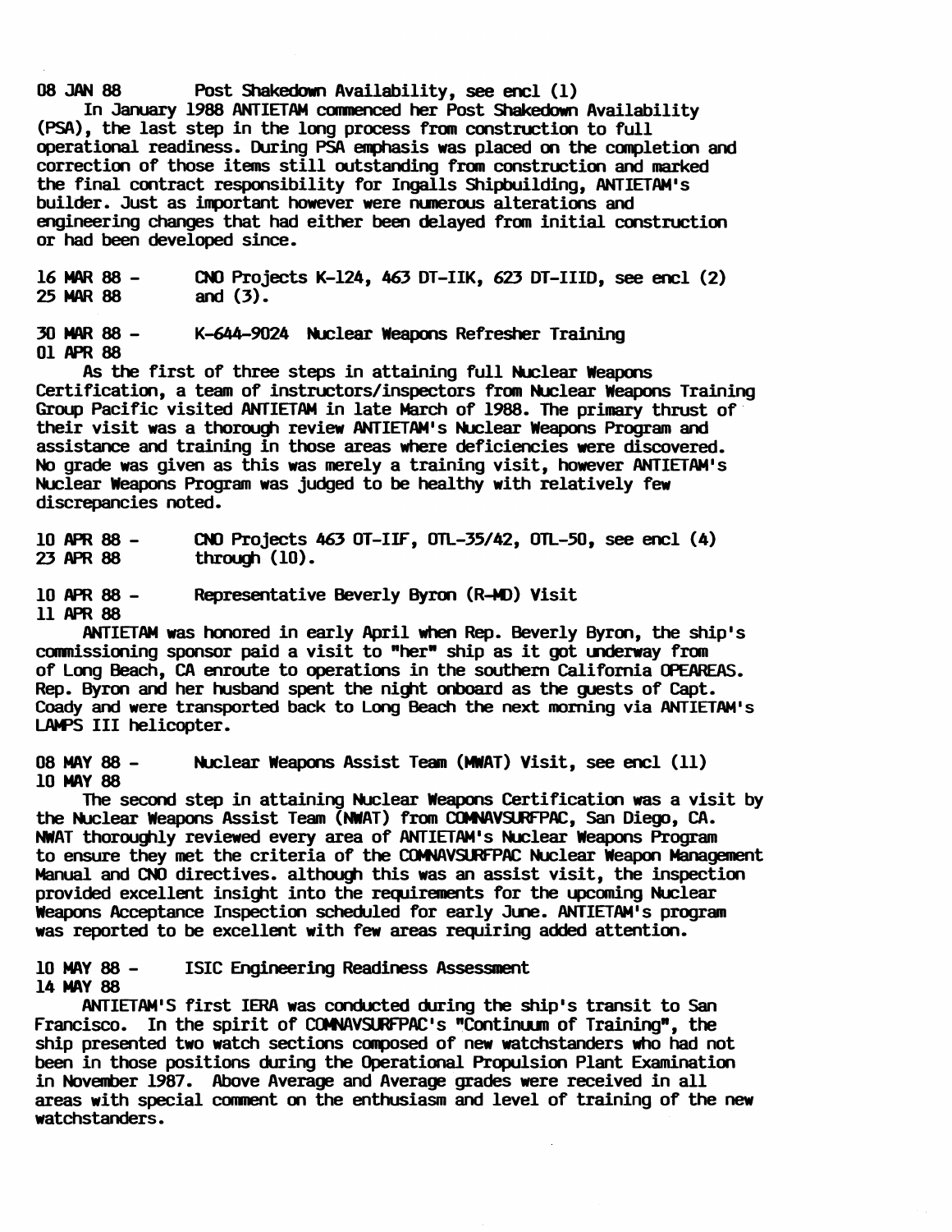08 JAN 88 Post Shakedown Availability, see encl (1)

In January 1988 ANTIETAM commenced her Post Shakedown Availability (PSA), the last step in the long process from construction to full operational readiness. During PSA emphasis was placed on the completion and correction of those items still outstanding from construction and marked the final contract responsibility for Ingalls Shipbuilding, ANTIETAM's builder. Just as important however were numerous alterations and engineering changes that had either been delayed from initial construction or had been developed since.

16 MAR 88 - 25 MAR 88 CNO Projects K-124, 463 DT-IIK, 623 DT-IIID, see encl (2) and (3).

30 MAR 88 - 01 APR 88 K-644-9024 Nuclear Weapons Refresher Training

As the first of three steps in attaining full Nuclear Weapons Certification, a team of instructors/inspectors from Nuclear Weapons Training Group Pacific visited ANTIETAM in late March of 1988. The primary thrust of their visit was a thorough review ANTIETAM's Nuclear Weapons Program and assistance and training in those areas where deficiencies were discovered. No grade was given as this was merely a training visit, however ANTIETAM's Nuclear Weapons Program was judged to be healthy with relatively few discrepancies noted.

10 APR 88 - 23 APR 88 CNO Projects 463 OT-IIF, OTL-35/42, OTL-50, see encl (4) through (10).

10 APR 88 - 11 APR 88 Representative Beverly Byron (R-MD) Visit

ANTIETAM was honored in early April when Rep. Beverly Byron, the ship's commissioning sponsor paid a visit to "her" ship as it got underway from of Long Beach, CA enroute to operations in the southern California OPEAREAS. Rep. Byron and her husband spent the night onboard as the guests of Capt. Coady and were transported back to Long Beach the next morning via ANTIETAM's LAMPS III helicopter.

08 MAY 88 - 10 MAY 88 Nuclear Weapons Assist Team (NWAT) Visit, see encl (11)

The second step in attaining Nuclear Weapons Certification was a visit by the Nuclear Weapons Assist Team (NWAT) from COMNAVSURFPAC, San Diego, CA. NWAT thoroughly reviewed every area of ANTIETAM's Nuclear Weapons Program to ensure they met the criteria of the COMNAVSURFPAC Nuclear Weapon Management Manual and CNO directives. although this was an assist visit, the inspection provided excellent insight into the requirements for the upcoming Nuclear Weapons Acceptance Inspection scheduled for early June. ANTIETAM's program was reported to be excellent with few areas requiring added attention.

10 MAY 88 - 14 MAY 88 ISIC Engineering Readiness Assessment

ANTIETAM'S first IERA was conducted during the ship's transit to San Francisco. In the spirit of COMNAVSURFPAC's "Continuum of Training", the ship presented two watch sections composed of new watchstanders who had not been in those positions during the Operational Propulsion Plant Examination in November 1987. Above Average and Average grades were received in all areas with special comment on the enthusiasm and level of training of the new watchstanders.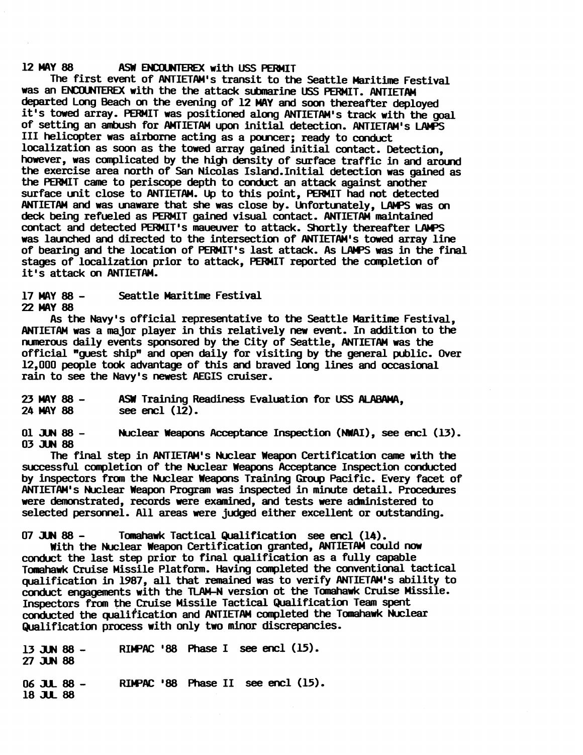12 MAY 88 ASW ENCOUNTEREX with USS PERMIT

The first event of ANTIETAM's transit to the Seattle Maritime Festival was an ENCOUNTEREX with the the attack submarine USS PERMIT. ANTIETAM departed Long Beach on the evening of 12 MAY and soon thereafter deployed it's towed array. PERMIT was positioned along ANTIETAM's track with the goal of setting an ambush for AMTIETAM upon initial detection. ANTIETAM's LAMPS III helicopter was airborne acting as a pouncer; ready to conduct localization as soon as the towed array gained initial contact. Detection, however, was complicated by the high density of surface traffic in and around the exercise area north of San Nicolas Island.Initial detection was gained as the PERMIT came to periscope depth to conduct an attack against another surface unit close to ANTIETAM. Up to this point, PERMIT had not detected ANTIETAM and was unaware that she was close by. Unfortunately, LAMPS was on deck being refueled as PERMIT gained visual contact. ANTIETAM maintained contact and detected PERMIT's maueuver to attack. Shortly thereafter LAMPS was launched and directed to the intersection of ANTIETAM's towed array line of bearing and the location of PERMIT's last attack. As LAMPS was in the final stages of localization prior to attack, PERMIT reported the completion of it's attack on ANTIETAM.

17 MAY 88 - 22 MAY 88 Seattle Maritime Festival

As the Navy's official representative to the Seattle Maritime Festival, ANTIETAM was a major player in this relatively new event. In addition to the numerous daily events sponsored by the City of Seattle, ANTIETAM was the official "guest ship" and open daily for visiting by the general public. Over 12,000 people took advantage of this and braved long lines and occasional rain to see the Navy's newest AEGIS cruiser.

23 MAY 88 - 24 MAY 88 ASW Training Readiness Evaluation for USS ALABAMA, see encl (12).

01 JUN 88 - 03 JUN 88 Nuclear Weapons Acceptance Inspection (NWAI), see encl (13).

The final step in ANTIETAM's Nuclear Weapon Certification came with the successful completion of the Nuclear Weapons Acceptance Inspection conducted by inspectors from the Nuclear Weapons Training Group Pacific. Every facet of ANTIETAM's Nuclear Weapon Program was inspected in minute detail. Procedures were demonstrated, records were examined, and tests were administered to selected personnel. All areas were judged either excellent or outstanding.

07 JUN 88 - Tomahawk Tactical Qualification see encl (14).

With the Nuclear Weapon Certification granted, ANTIETAM could now conduct the last step prior to final qualification as a fully capable Tomahawk Cruise Missile Platform. Having completed the conventional tactical qualification in 1987, all that remained was to verify ANTIETAM's ability to conduct engagements with the TLAM-N version ot the Tomahawk Cruise Missile. Inspectors from the Cruise Missile Tactical Qualification Team spent conducted the qualification and ANTIETAM completed the Tomahawk Nuclear Qualification process with only two minor discrepancies.

13 JUN 88 - 27 JUN 88 RIMPAC '88 Phase I see encl (15).

06 JUL 88 - 18 JUL 88 RIMPAC '88 Phase II see encl (15).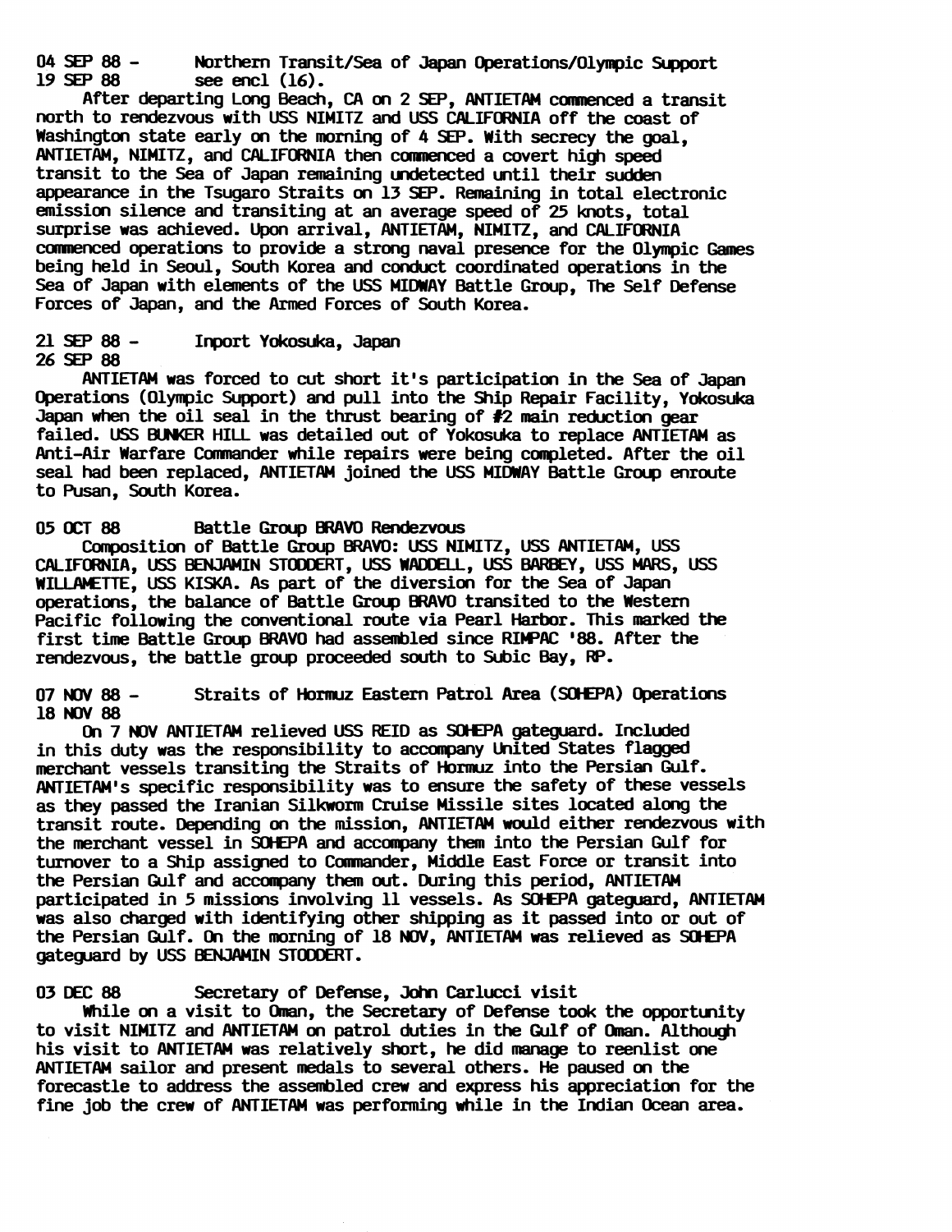04 SEP 88 - 19 SEP 88 Northern Transit/Sea of Japan Operations/Olympic Support see encl (16).

After departing Long Beach, CA on 2 SEP, ANTIETAM commenced a transit north to rendezvous with USS NIMITZ and USS CALIFORNIA off the coast of Washington state early on the morning of 4 SEP. With secrecy the goal, ANTIETAM, NIMITZ, and CALIFORNIA then commenced a covert high speed transit to the Sea of Japan remaining undetected until their sudden appearance in the Tsugaro Straits on 13 SEP. Remaining in total electronic emission silence and transiting at an average speed of 25 knots, total surprise was achieved. Upon arrival, ANTIETAM, NIMITZ, and CALIFORNIA commenced operations to provide a strong naval presence for the Olympic Games being held in Seoul, South Korea and conduct coordinated operations in the Sea of Japan with elements of the USS MIDWAY Battle Group, The Self Defense Forces of Japan, and the Armed Forces of South Korea.

21 SEP 88 - 26 SEP 88 Inport Yokosuka, Japan

ANTIETAM was forced to cut short it's participation in the Sea of Japan Operations (Olympic Support) and pull into the Ship Repair Facility, Yokosuka Japan when the oil seal in the thrust bearing of #2 main reduction gear failed. USS BUNKER HILL was detailed out of Yokosuka to replace ANTIETAM as Anti-Air Warfare Commander while repairs were being completed. After the oil seal had been replaced, ANTIETAM joined the USS MIDWAY Battle Group enroute to Pusan, South Korea.

05 OCT 88 Battle Group BRAVO Rendezvous

Composition of Battle Group BRAVO: USS NIMITZ, USS ANTIETAM, USS CALIFORNIA, USS BENJAMIN STODDERT, USS WADDELL, USS BARBEY, USS MARS, USS WILLAMETTE, USS KISKA. As part of the diversion for the Sea of Japan operations, the balance of Battle Group BRAVO transited to the Western Pacific following the conventional route via Pearl Harbor. This marked the first time Battle Group BRAVO had assembled since RIMPAC '88. After the rendezvous, the battle group proceeded south to Subic Bay, RP.

07 NOV 88 - 18 NOV 88 Straits of Hormuz Eastern Patrol Area (SOHEPA) Operations

On 7 NOV ANTIETAM relieved USS REID as SOHEPA gateguard. Included in this duty was the responsibility to accompany United States flagged merchant vessels transiting the Straits of Hormuz into the Persian Gulf. ANTIETAM's specific responsibility was to ensure the safety of these vessels as they passed the Iranian Silkworm Cruise Missile sites located along the transit route. Depending on the mission, ANTIETAM would either rendezvous with the merchant vessel in SOHEPA and accompany them into the Persian Gulf for turnover to a Ship assigned to Commander, Middle East Force or transit into the Persian Gulf and accompany them out. During this period, ANTIETAM participated in 5 missions involving 11 vessels. As SOHEPA gateguard, ANTIETAM was also charged with identifying other shipping as it passed into or out of the Persian Gulf. On the morning of 18 NOV, ANTIETAM was relieved as SOHEPA gateguard by USS BENJAMIN STODDERT.

03 DEC 88 Secretary of Defense, John Carlucci visit

While on a visit to Oman, the Secretary of Defense took the opportunity to visit NIMITZ and ANTIETAM on patrol duties in the Gulf of Oman. Although his visit to ANTIETAM was relatively short, he did manage to reenlist one ANTIETAM sailor and present medals to several others. He paused on the forecastle to address the assembled crew and express his appreciation for the fine job the crew of ANTIETAM was performing while in the Indian Ocean area.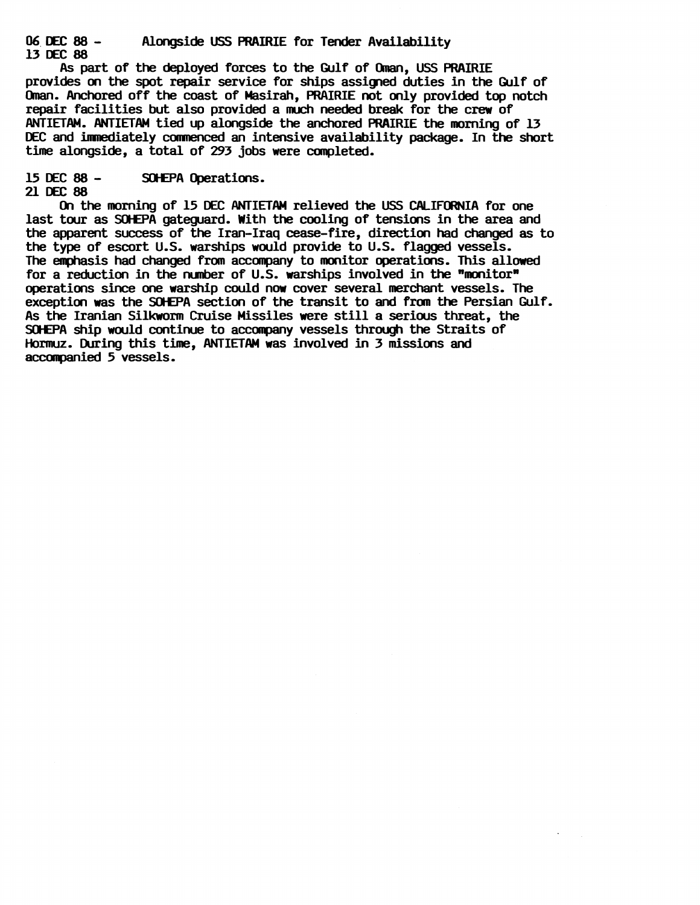**06 DEC 88 - 13 DEC 88** Alongside USS PRAIRIE for Tender Availability

As part of the deployed forces to the Gulf of Oman, USS PRAIRIE provides on the spot repair service for ships assigned duties in the Gulf of Oman. Anchored off the coast of Masirah, PRAIRIE not only provided top notch repair facilities but also provided a much needed break for the crew of ANTIETAM. ANTIETAM tied up alongside the anchored PRAIRIE the morning of 13 DEC and immediately commenced an intensive availability package. In the short time alongside, a total of 293 jobs were completed.

**15 DEC 88 - 21 DEC 88** SOHEPA Operations.

On the morning of 15 DEC ANTIETAM relieved the USS CALIFORNIA for one last tour as SOHEPA gateguard. With the cooling of tensions in the area and the apparent success of the Iran-Iraq cease-fire, direction had changed as to the type of escort U.S. warships would provide to U.S. flagged vessels. The emphasis had changed from accompany to monitor operations. This allowed for a reduction in the number of U.S. warships involved in the "monitor" operations since one warship could now cover several merchant vessels. The exception was the SOHEPA section of the transit to and from the Persian Gulf. As the Iranian Silkworm Cruise Missiles were still a serious threat, the SOHEPA ship would continue to accompany vessels through the Straits of Hormuz. During this time, ANTIETAM was involved in 3 missions and accompanied 5 vessels.